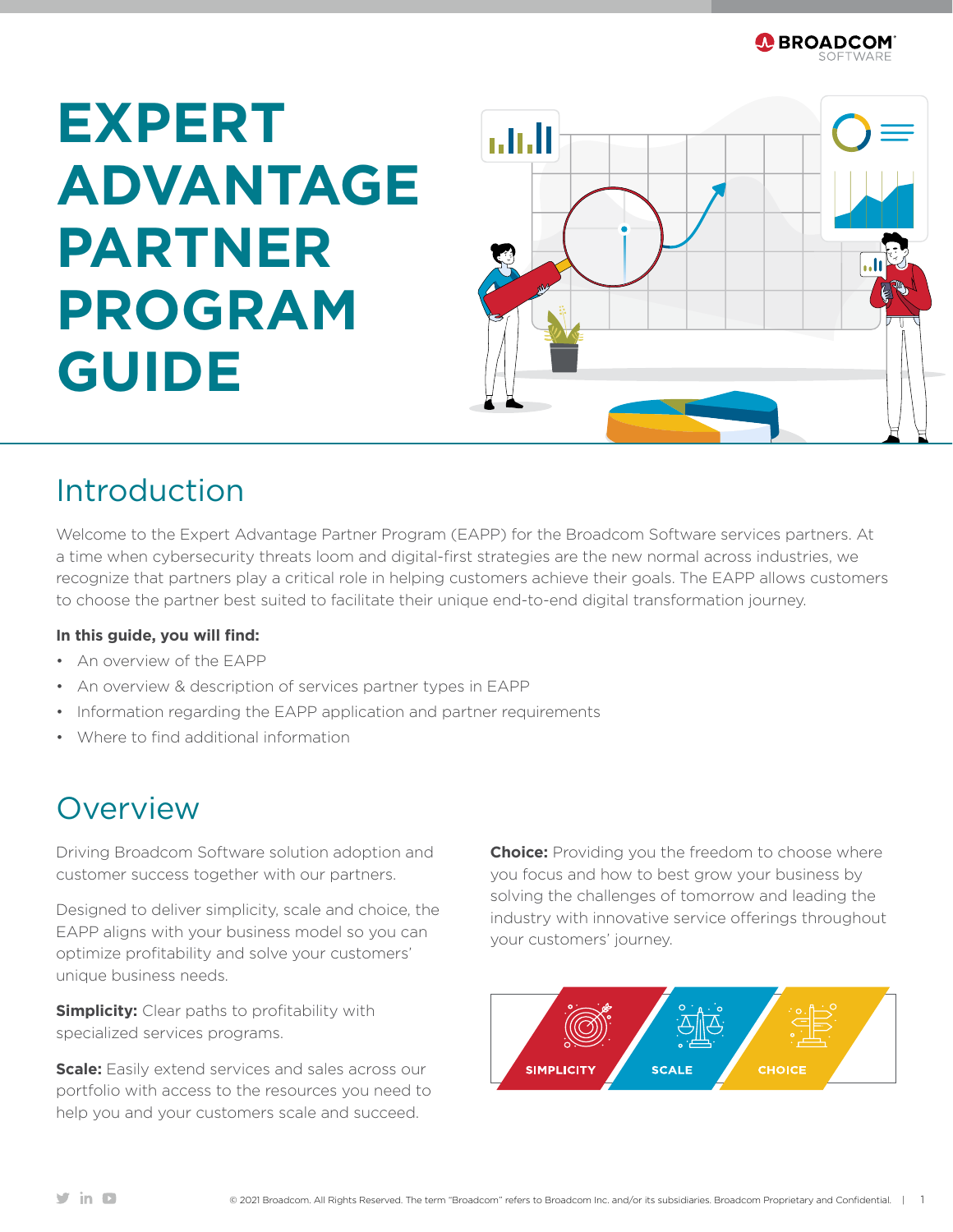# EXPERT ADVANTAGE PARTNER PROGRAM GUIDE

## Introduction

Welcome to the Expert Advantage Partner Program (EAPP) for the Broadcom Software services partners. At a time when cybersecurity threats loom and digital-first strategies are the new normal across industries, we recognize that partners play a critical role in helping customers achieve their goals. The EAPP allows customers to choose the partner best suited to facilitate their unique end-to-end digital transformation journey.

**In this guide, you will find:**

- An overview of the EAPP
- An overview & description of services partner types in EAPP
- Information regarding the EAPP application and partner requirements
- Where to find additional information

## Overview

Driving Broadcom Software solution adoption and customer success together with our partners.

Designed to deliver simplicity, scale and choice, the EAPP aligns with your business model so you can optimize profitability and solve your customers' unique business needs.

**Simplicity:** Clear paths to profitability with specialized services programs.

**Scale:** Easily extend services and sales across our portfolio with access to the resources you need to help you and your customers scale and succeed.

**Choice:** Providing you the freedom to choose where you focus and how to best grow your business by solving the challenges of tomorrow and leading the industry with innovative service offerings throughout your customers' journey.

SIMPLICITY | SCALE | CHOICE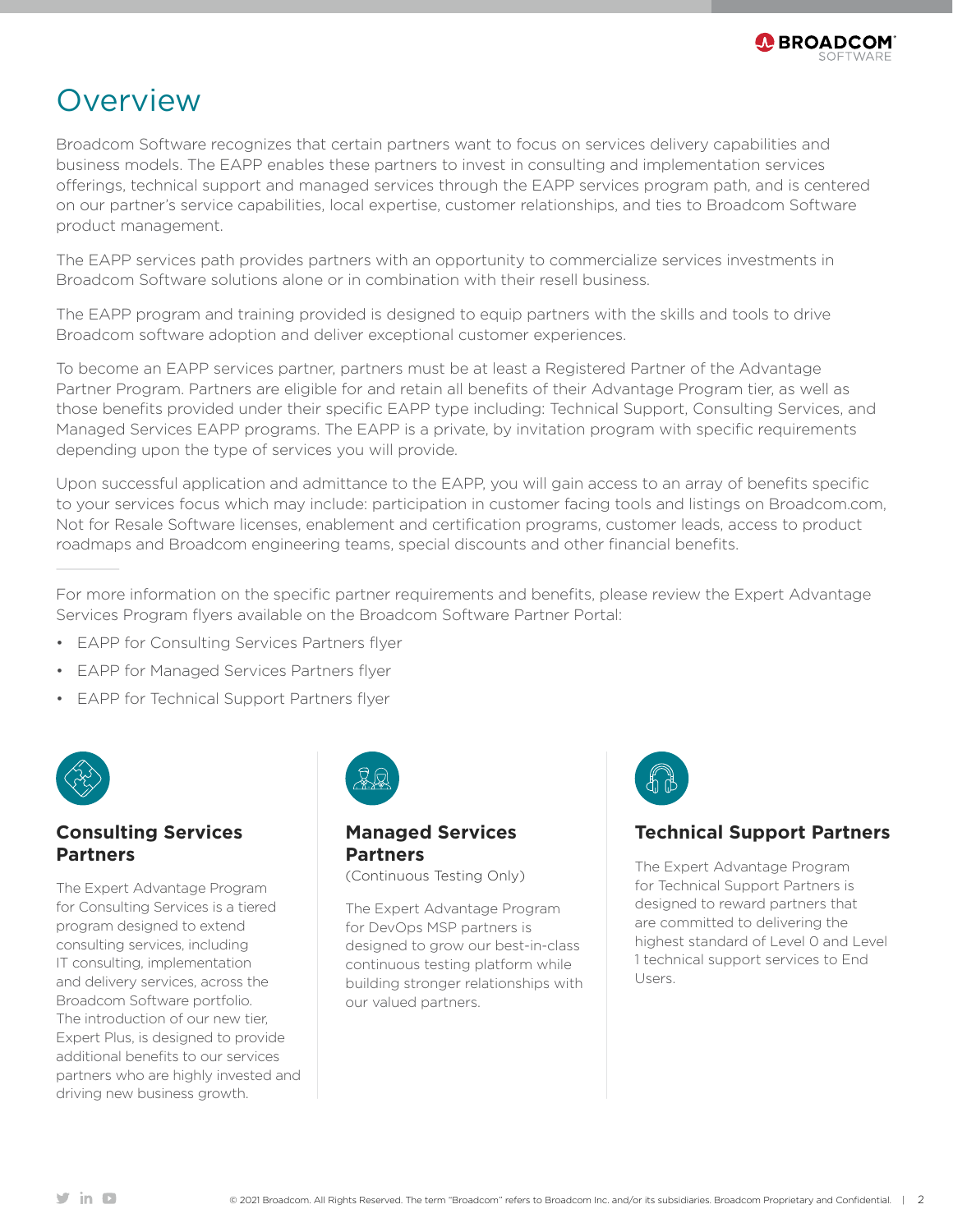# Overview

Broadcom Software recognizes that certain partners want to focus on services delivery capabilities and business models. The EAPP enables these partners to invest in consulting and implementation services offerings, technical support and managed services through the EAPP services program path, and is centered on our partner's service capabilities, local expertise, customer relationships, and ties to Broadcom Software product management.

The EAPP services path provides partners with an opportunity to commercialize services investments in Broadcom Software solutions alone or in combination with their resell business.

The EAPP program and training provided is designed to equip partners with the skills and tools to drive Broadcom software adoption and deliver exceptional customer experiences.

To become an EAPP services partner, partners must be at least a Registered Partner of the Advantage Partner Program. Partners are eligible for and retain all benefits of their Advantage Program tier, as well as those benefits provided under their specific EAPP type including: Technical Support, Consulting Services, and Managed Services EAPP programs. The EAPP is a private, by invitation program with specific requirements depending upon the type of services you will provide.

Upon successful application and admittance to the EAPP, you will gain access to an array of benefits specific to your services focus which may include: participation in customer facing tools and listings on Broadcom.com, Not for Resale Software licenses, enablement and certification programs, customer leads, access to product roadmaps and Broadcom engineering teams, special discounts and other financial benefits.

For more information on the specific partner requirements and benefits, please review the Expert Advantage Services Program flyers available on the Broadcom Software Partner Portal:

- EAPP for Consulting Services Partners flyer
- EAPP for Managed Services Partners flyer
- EAPP for Technical Support Partners flyer

### Consulting Services Partners

The Expert Advantage Program for Consulting Services is a tiered program designed to extend consulting services, including IT consulting, implementation and delivery services, across the Broadcom Software portfolio. The introduction of our new tier, Expert Plus, is designed to provide additional benefits to our services partners who are highly invested and driving new business growth.

### Managed Services Partners

(Continuous Testing Only)

The Expert Advantage Program for DevOps MSP partners is designed to grow our best-in-class continuous testing platform while building stronger relationships with our valued partners.

### Technical Support Partners

The Expert Advantage Program for Technical Support Partners is designed to reward partners that are committed to delivering the highest standard of Level 0 and Level 1 technical support services to End Users.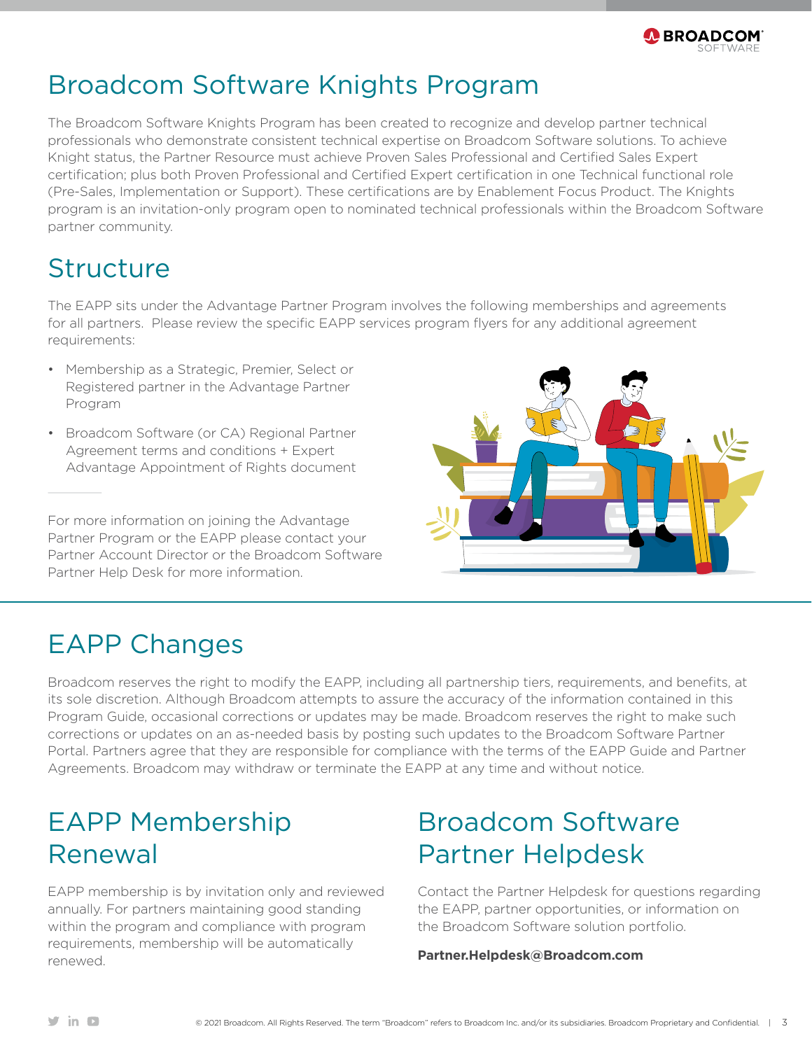# Broadcom Software Knights Program

The Broadcom Software Knights Program has been created to recognize and develop partner technical professionals who demonstrate consistent technical expertise on Broadcom Software solutions. To achieve Knight status, the Partner Resource must achieve Proven Sales Professional and Certified Sales Expert certification; plus both Proven Professional and Certified Expert certification in one Technical functional role (Pre-Sales, Implementation or Support). These certifications are by Enablement Focus Product. The Knights program is an invitation-only program open to nominated technical professionals within the Broadcom Software partner community.

# Structure

The EAPP sits under the Advantage Partner Program involves the following memberships and agreements for all partners. Please review the specific EAPP services program flyers for any additional agreement requirements:

- Membership as a Strategic, Premier, Select or Registered partner in the Advantage Partner Program
- Broadcom Software (or CA) Regional Partner Agreement terms and conditions + Expert Advantage Appointment of Rights document

For more information on joining the Advantage Partner Program or the EAPP please contact your Partner Account Director or the Broadcom Software Partner Help Desk for more information.

# EAPP Changes

Broadcom reserves the right to modify the EAPP, including all partnership tiers, requirements, and benefits, at its sole discretion. Although Broadcom attempts to assure the accuracy of the information contained in this Program Guide, occasional corrections or updates may be made. Broadcom reserves the right to make such corrections or updates on an as-needed basis by posting such updates to the Broadcom Software Partner Portal. Partners agree that they are responsible for compliance with the terms of the EAPP Guide and Partner Agreements. Broadcom may withdraw or terminate the EAPP at any time and without notice.

# EAPP Membership Renewal

EAPP membership is by invitation only and reviewed annually. For partners maintaining good standing within the program and compliance with program requirements, membership will be automatically renewed.

# Broadcom Software Partner Helpdesk

Contact the Partner Helpdesk for questions regarding the EAPP, partner opportunities, or information on the Broadcom Software solution portfolio.

**Partner.Helpdesk@Broadcom.com**

© 2021 Broadcom. All Rights Reserved. The term "Broadcom" refers to Broadcom Inc. and/or its subsidiaries. Broadcom Proprietary and Confidential.